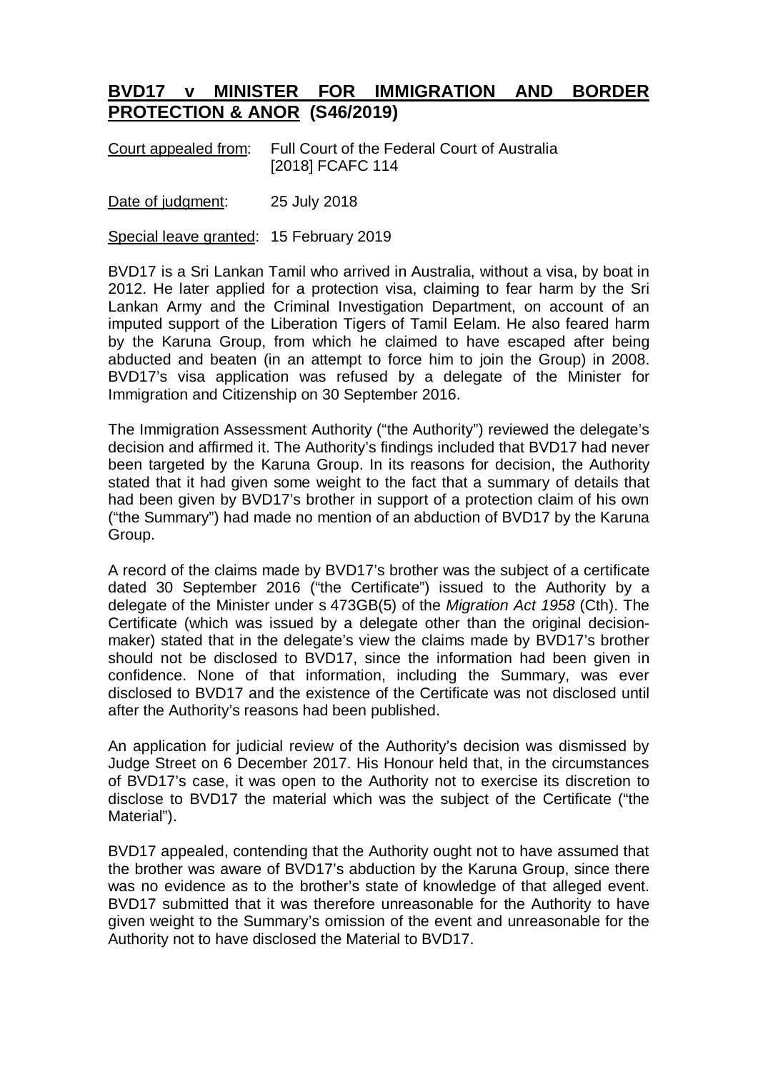## **BVD17 v MINISTER FOR IMMIGRATION AND BORDER PROTECTION & ANOR (S46/2019)**

Court appealed from: Full Court of the Federal Court of Australia [2018] FCAFC 114

Date of judgment: 25 July 2018

Special leave granted: 15 February 2019

BVD17 is a Sri Lankan Tamil who arrived in Australia, without a visa, by boat in 2012. He later applied for a protection visa, claiming to fear harm by the Sri Lankan Army and the Criminal Investigation Department, on account of an imputed support of the Liberation Tigers of Tamil Eelam. He also feared harm by the Karuna Group, from which he claimed to have escaped after being abducted and beaten (in an attempt to force him to join the Group) in 2008. BVD17's visa application was refused by a delegate of the Minister for Immigration and Citizenship on 30 September 2016.

The Immigration Assessment Authority ("the Authority") reviewed the delegate's decision and affirmed it. The Authority's findings included that BVD17 had never been targeted by the Karuna Group. In its reasons for decision, the Authority stated that it had given some weight to the fact that a summary of details that had been given by BVD17's brother in support of a protection claim of his own ("the Summary") had made no mention of an abduction of BVD17 by the Karuna Group.

A record of the claims made by BVD17's brother was the subject of a certificate dated 30 September 2016 ("the Certificate") issued to the Authority by a delegate of the Minister under s 473GB(5) of the *Migration Act 1958* (Cth). The Certificate (which was issued by a delegate other than the original decision-maker) stated that in the delegate's view the claims made by BVD17's brother should not be disclosed to BVD17, since the information had been given in confidence. None of that information, including the Summary, was ever disclosed to BVD17 and the existence of the Certificate was not disclosed until after the Authority's reasons had been published.

An application for judicial review of the Authority's decision was dismissed by Judge Street on 6 December 2017. His Honour held that, in the circumstances of BVD17's case, it was open to the Authority not to exercise its discretion to disclose to BVD17 the material which was the subject of the Certificate ("the Material").

BVD17 appealed, contending that the Authority ought not to have assumed that the brother was aware of BVD17's abduction by the Karuna Group, since there was no evidence as to the brother's state of knowledge of that alleged event. BVD17 submitted that it was therefore unreasonable for the Authority to have given weight to the Summary's omission of the event and unreasonable for the Authority not to have disclosed the Material to BVD17.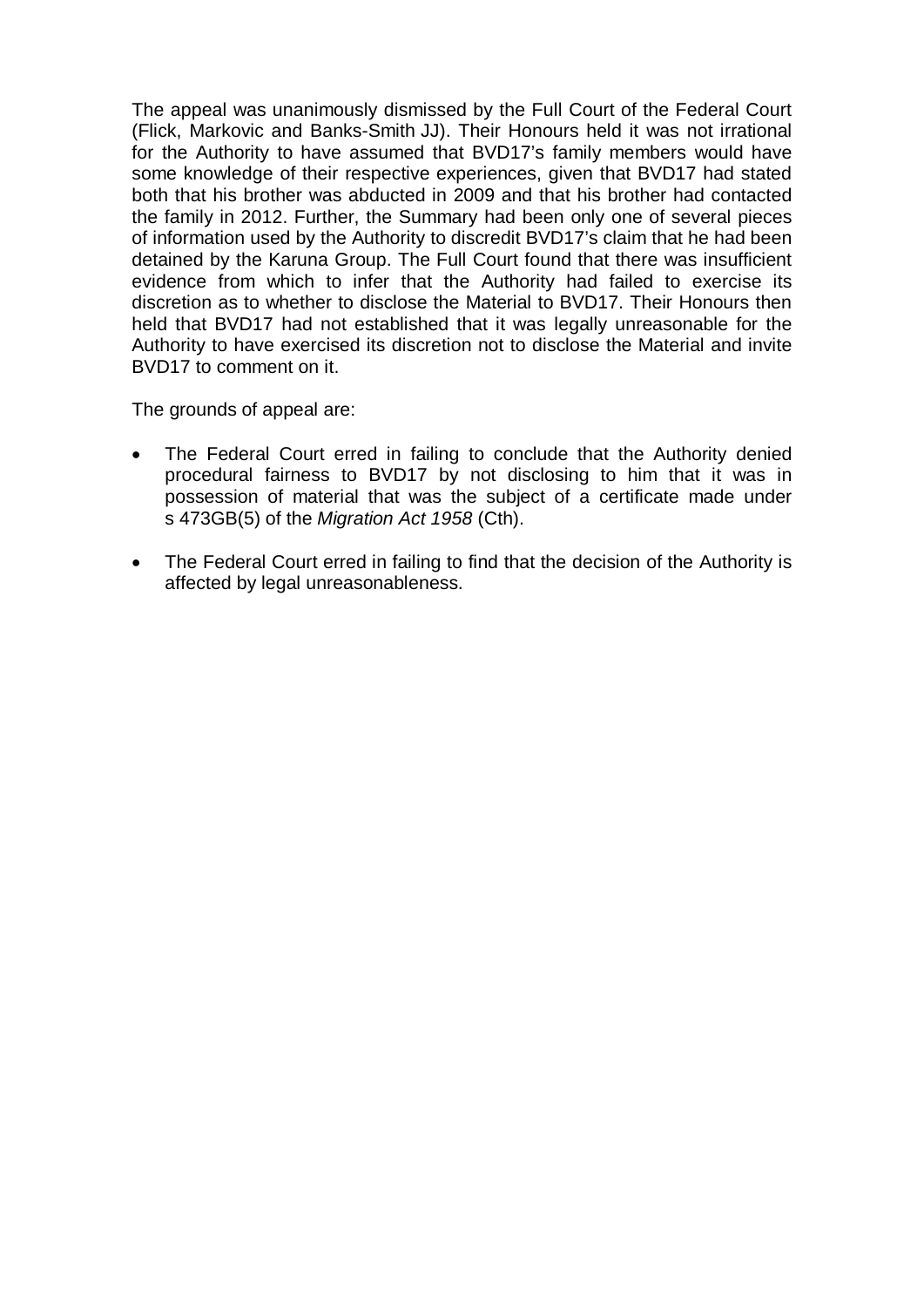The appeal was unanimously dismissed by the Full Court of the Federal Court (Flick, Markovic and Banks-Smith JJ). Their Honours held it was not irrational for the Authority to have assumed that BVD17's family members would have some knowledge of their respective experiences, given that BVD17 had stated both that his brother was abducted in 2009 and that his brother had contacted the family in 2012. Further, the Summary had been only one of several pieces of information used by the Authority to discredit BVD17's claim that he had been detained by the Karuna Group. The Full Court found that there was insufficient evidence from which to infer that the Authority had failed to exercise its discretion as to whether to disclose the Material to BVD17. Their Honours then held that BVD17 had not established that it was legally unreasonable for the Authority to have exercised its discretion not to disclose the Material and invite BVD17 to comment on it.

The grounds of appeal are:

- The Federal Court erred in failing to conclude that the Authority denied procedural fairness to BVD17 by not disclosing to him that it was in possession of material that was the subject of a certificate made under s 473GB(5) of the *Migration Act 1958* (Cth).
- The Federal Court erred in failing to find that the decision of the Authority is affected by legal unreasonableness.